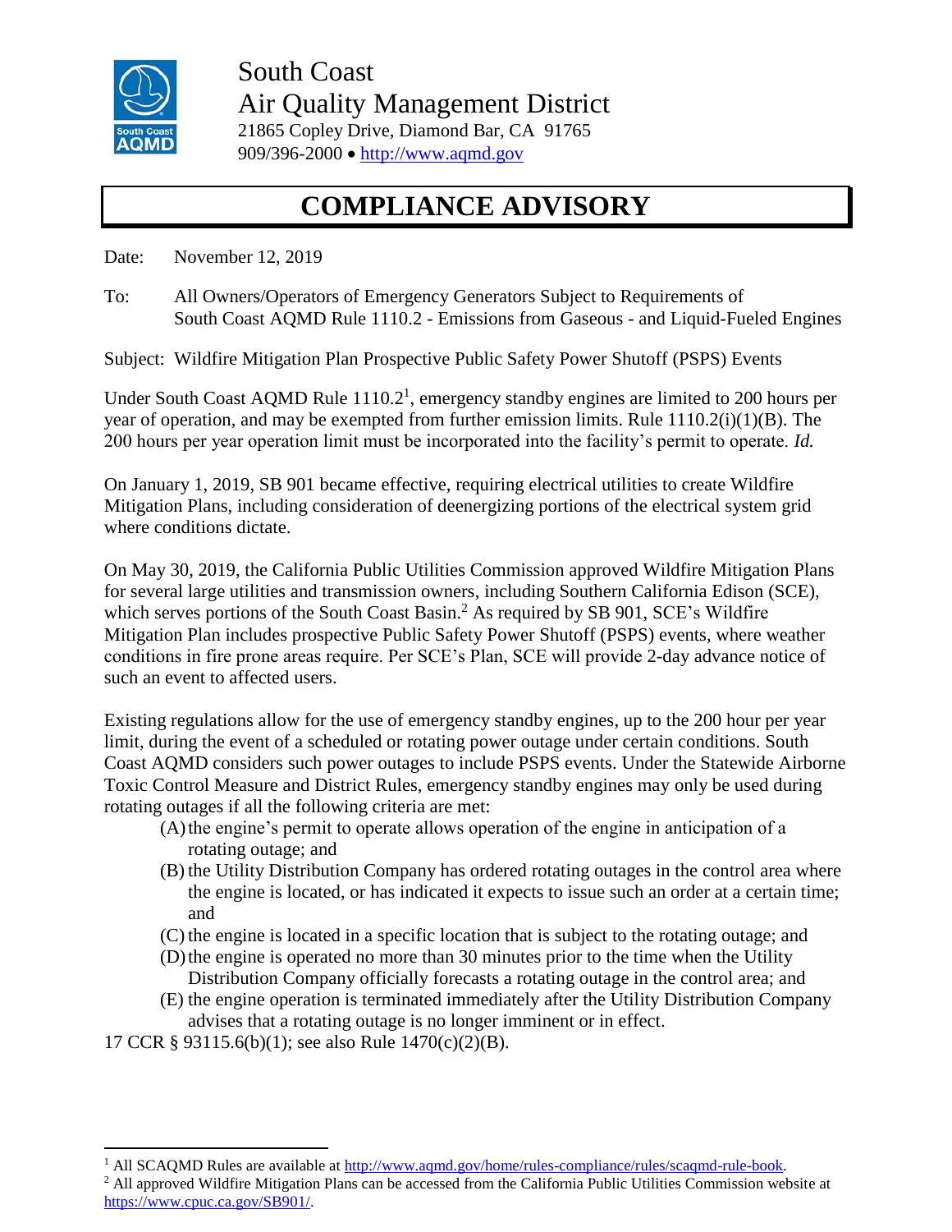South Coast
Air Quality Management District
21865 Copley Drive, Diamond Bar, CA 91765
909/396-2000 • http://www.aqmd.gov

# COMPLIANCE ADVISORY

Date: November 12, 2019

To: All Owners/Operators of Emergency Generators Subject to Requirements of South Coast AQMD Rule 1110.2 - Emissions from Gaseous - and Liquid-Fueled Engines

Subject: Wildfire Mitigation Plan Prospective Public Safety Power Shutoff (PSPS) Events

Under South Coast AQMD Rule 1110.2[1], emergency standby engines are limited to 200 hours per year of operation, and may be exempted from further emission limits. Rule 1110.2(i)(1)(B). The 200 hours per year operation limit must be incorporated into the facility's permit to operate. *Id.*

On January 1, 2019, SB 901 became effective, requiring electrical utilities to create Wildfire Mitigation Plans, including consideration of deenergizing portions of the electrical system grid where conditions dictate.

On May 30, 2019, the California Public Utilities Commission approved Wildfire Mitigation Plans for several large utilities and transmission owners, including Southern California Edison (SCE), which serves portions of the South Coast Basin.[2] As required by SB 901, SCE's Wildfire Mitigation Plan includes prospective Public Safety Power Shutoff (PSPS) events, where weather conditions in fire prone areas require. Per SCE's Plan, SCE will provide 2-day advance notice of such an event to affected users.

Existing regulations allow for the use of emergency standby engines, up to the 200 hour per year limit, during the event of a scheduled or rotating power outage under certain conditions. South Coast AQMD considers such power outages to include PSPS events. Under the Statewide Airborne Toxic Control Measure and District Rules, emergency standby engines may only be used during rotating outages if all the following criteria are met:

(A) the engine's permit to operate allows operation of the engine in anticipation of a rotating outage; and
(B) the Utility Distribution Company has ordered rotating outages in the control area where the engine is located, or has indicated it expects to issue such an order at a certain time; and
(C) the engine is located in a specific location that is subject to the rotating outage; and
(D) the engine is operated no more than 30 minutes prior to the time when the Utility Distribution Company officially forecasts a rotating outage in the control area; and
(E) the engine operation is terminated immediately after the Utility Distribution Company advises that a rotating outage is no longer imminent or in effect.

17 CCR § 93115.6(b)(1); see also Rule 1470(c)(2)(B).

---

[1] All SCAQMD Rules are available at http://www.aqmd.gov/home/rules-compliance/rules/scaqmd-rule-book.

[2] All approved Wildfire Mitigation Plans can be accessed from the California Public Utilities Commission website at https://www.cpuc.ca.gov/SB901/.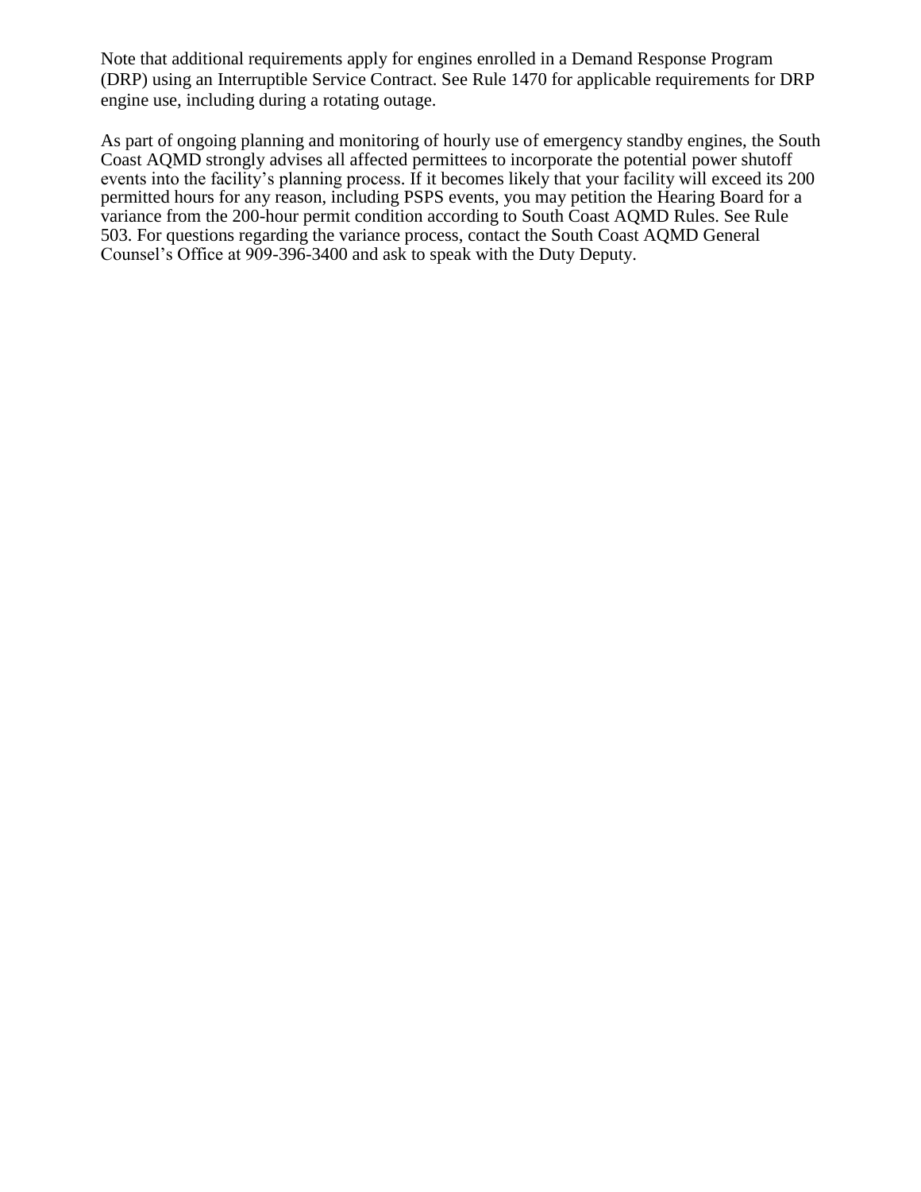Note that additional requirements apply for engines enrolled in a Demand Response Program (DRP) using an Interruptible Service Contract. See Rule 1470 for applicable requirements for DRP engine use, including during a rotating outage.

As part of ongoing planning and monitoring of hourly use of emergency standby engines, the South Coast AQMD strongly advises all affected permittees to incorporate the potential power shutoff events into the facility's planning process. If it becomes likely that your facility will exceed its 200 permitted hours for any reason, including PSPS events, you may petition the Hearing Board for a variance from the 200-hour permit condition according to South Coast AQMD Rules. See Rule 503. For questions regarding the variance process, contact the South Coast AQMD General Counsel's Office at 909-396-3400 and ask to speak with the Duty Deputy.